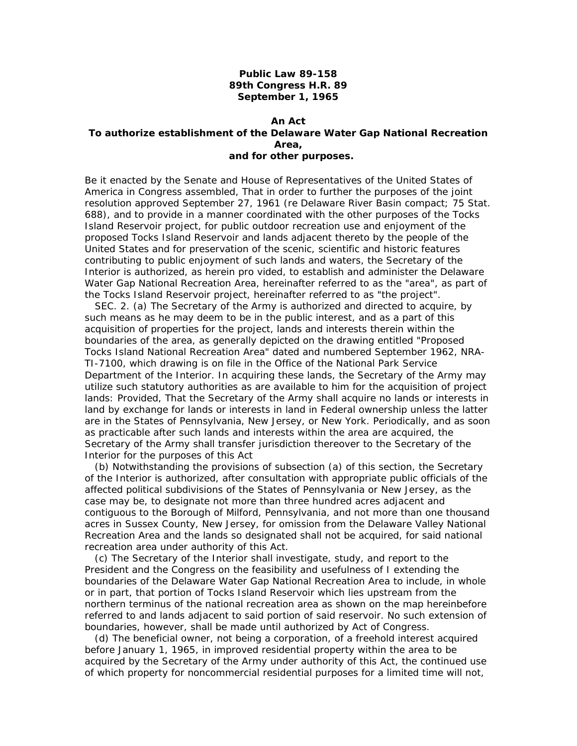**Public Law 89-158**
**89th Congress H.R. 89**
**September 1, 1965**

**An Act**
**To authorize establishment of the Delaware Water Gap National Recreation Area,**
**and for other purposes.**

Be it enacted by the Senate and House of Representatives of the United States of America in Congress assembled, That in order to further the purposes of the joint resolution approved September 27, 1961 (re Delaware River Basin compact; 75 Stat. 688), and to provide in a manner coordinated with the other purposes of the Tocks Island Reservoir project, for public outdoor recreation use and enjoyment of the proposed Tocks Island Reservoir and lands adjacent thereto by the people of the United States and for preservation of the scenic, scientific and historic features contributing to public enjoyment of such lands and waters, the Secretary of the Interior is authorized, as herein pro vided, to establish and administer the Delaware Water Gap National Recreation Area, hereinafter referred to as the "area", as part of the Tocks Island Reservoir project, hereinafter referred to as "the project".

SEC. 2. (a) The Secretary of the Army is authorized and directed to acquire, by such means as he may deem to be in the public interest, and as a part of this acquisition of properties for the project, lands and interests therein within the boundaries of the area, as generally depicted on the drawing entitled "Proposed Tocks Island National Recreation Area" dated and numbered September 1962, NRA-TI-7100, which drawing is on file in the Office of the National Park Service Department of the Interior. In acquiring these lands, the Secretary of the Army may utilize such statutory authorities as are available to him for the acquisition of project lands: Provided, That the Secretary of the Army shall acquire no lands or interests in land by exchange for lands or interests in land in Federal ownership unless the latter are in the States of Pennsylvania, New Jersey, or New York. Periodically, and as soon as practicable after such lands and interests within the area are acquired, the Secretary of the Army shall transfer jurisdiction thereover to the Secretary of the Interior for the purposes of this Act

(b) Notwithstanding the provisions of subsection (a) of this section, the Secretary of the Interior is authorized, after consultation with appropriate public officials of the affected political subdivisions of the States of Pennsylvania or New Jersey, as the case may be, to designate not more than three hundred acres adjacent and contiguous to the Borough of Milford, Pennsylvania, and not more than one thousand acres in Sussex County, New Jersey, for omission from the Delaware Valley National Recreation Area and the lands so designated shall not be acquired, for said national recreation area under authority of this Act.

(c) The Secretary of the Interior shall investigate, study, and report to the President and the Congress on the feasibility and usefulness of I extending the boundaries of the Delaware Water Gap National Recreation Area to include, in whole or in part, that portion of Tocks Island Reservoir which lies upstream from the northern terminus of the national recreation area as shown on the map hereinbefore referred to and lands adjacent to said portion of said reservoir. No such extension of boundaries, however, shall be made until authorized by Act of Congress.

(d) The beneficial owner, not being a corporation, of a freehold interest acquired before January 1, 1965, in improved residential property within the area to be acquired by the Secretary of the Army under authority of this Act, the continued use of which property for noncommercial residential purposes for a limited time will not,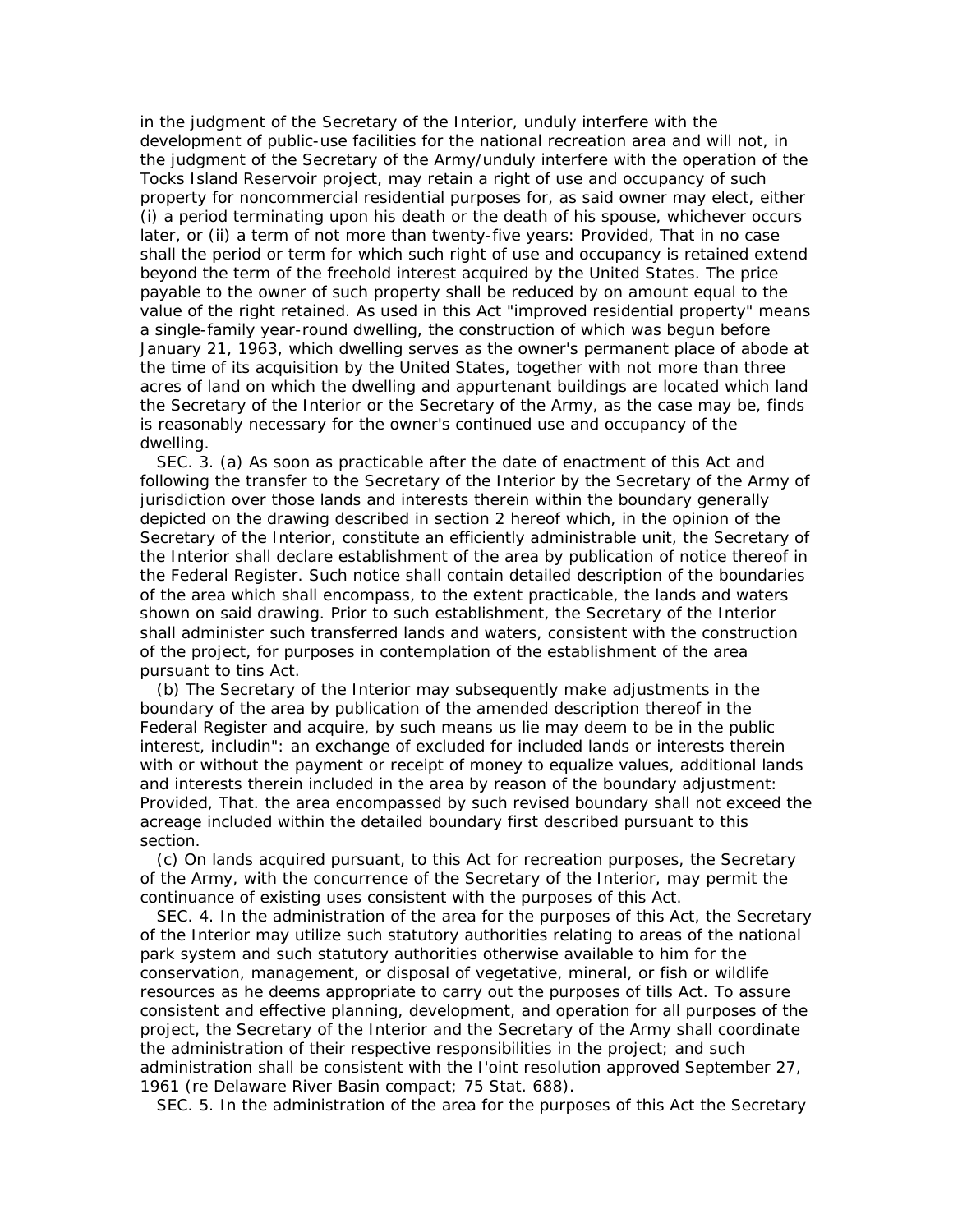in the judgment of the Secretary of the Interior, unduly interfere with the development of public-use facilities for the national recreation area and will not, in the judgment of the Secretary of the Army/unduly interfere with the operation of the Tocks Island Reservoir project, may retain a right of use and occupancy of such property for noncommercial residential purposes for, as said owner may elect, either (i) a period terminating upon his death or the death of his spouse, whichever occurs later, or (ii) a term of not more than twenty-five years: Provided, That in no case shall the period or term for which such right of use and occupancy is retained extend beyond the term of the freehold interest acquired by the United States. The price payable to the owner of such property shall be reduced by on amount equal to the value of the right retained. As used in this Act "improved residential property" means a single-family year-round dwelling, the construction of which was begun before January 21, 1963, which dwelling serves as the owner's permanent place of abode at the time of its acquisition by the United States, together with not more than three acres of land on which the dwelling and appurtenant buildings are located which land the Secretary of the Interior or the Secretary of the Army, as the case may be, finds is reasonably necessary for the owner's continued use and occupancy of the dwelling.

SEC. 3. (a) As soon as practicable after the date of enactment of this Act and following the transfer to the Secretary of the Interior by the Secretary of the Army of jurisdiction over those lands and interests therein within the boundary generally depicted on the drawing described in section 2 hereof which, in the opinion of the Secretary of the Interior, constitute an efficiently administrable unit, the Secretary of the Interior shall declare establishment of the area by publication of notice thereof in the Federal Register. Such notice shall contain detailed description of the boundaries of the area which shall encompass, to the extent practicable, the lands and waters shown on said drawing. Prior to such establishment, the Secretary of the Interior shall administer such transferred lands and waters, consistent with the construction of the project, for purposes in contemplation of the establishment of the area pursuant to tins Act.

(b) The Secretary of the Interior may subsequently make adjustments in the boundary of the area by publication of the amended description thereof in the Federal Register and acquire, by such means us lie may deem to be in the public interest, includin": an exchange of excluded for included lands or interests therein with or without the payment or receipt of money to equalize values, additional lands and interests therein included in the area by reason of the boundary adjustment: Provided, That. the area encompassed by such revised boundary shall not exceed the acreage included within the detailed boundary first described pursuant to this section.

(c) On lands acquired pursuant, to this Act for recreation purposes, the Secretary of the Army, with the concurrence of the Secretary of the Interior, may permit the continuance of existing uses consistent with the purposes of this Act.

SEC. 4. In the administration of the area for the purposes of this Act, the Secretary of the Interior may utilize such statutory authorities relating to areas of the national park system and such statutory authorities otherwise available to him for the conservation, management, or disposal of vegetative, mineral, or fish or wildlife resources as he deems appropriate to carry out the purposes of tills Act. To assure consistent and effective planning, development, and operation for all purposes of the project, the Secretary of the Interior and the Secretary of the Army shall coordinate the administration of their respective responsibilities in the project; and such administration shall be consistent with the I'oint resolution approved September 27, 1961 (re Delaware River Basin compact; 75 Stat. 688).

SEC. 5. In the administration of the area for the purposes of this Act the Secretary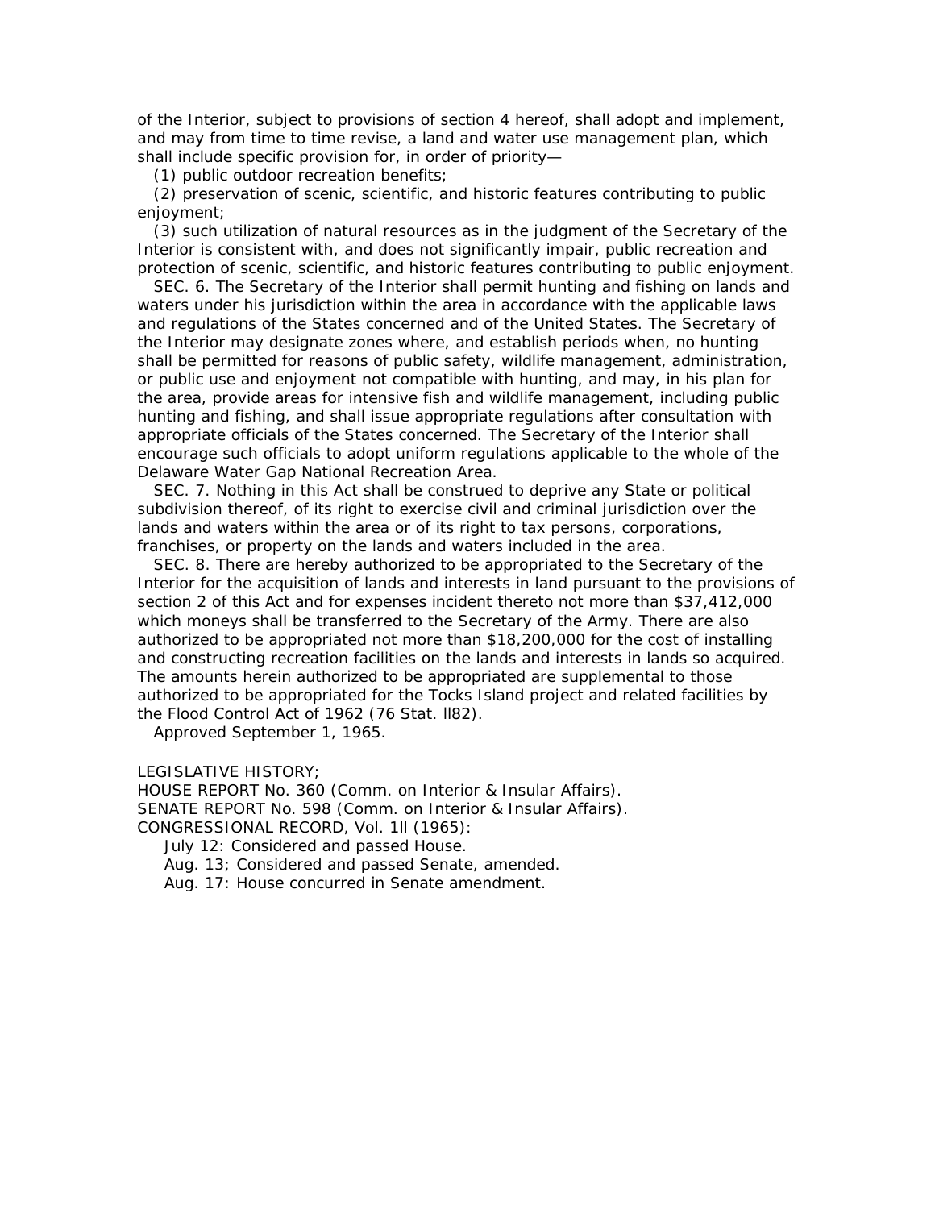of the Interior, subject to provisions of section 4 hereof, shall adopt and implement, and may from time to time revise, a land and water use management plan, which shall include specific provision for, in order of priority—

(1) public outdoor recreation benefits;

(2) preservation of scenic, scientific, and historic features contributing to public enjoyment;

(3) such utilization of natural resources as in the judgment of the Secretary of the Interior is consistent with, and does not significantly impair, public recreation and protection of scenic, scientific, and historic features contributing to public enjoyment.

SEC. 6. The Secretary of the Interior shall permit hunting and fishing on lands and waters under his jurisdiction within the area in accordance with the applicable laws and regulations of the States concerned and of the United States. The Secretary of the Interior may designate zones where, and establish periods when, no hunting shall be permitted for reasons of public safety, wildlife management, administration, or public use and enjoyment not compatible with hunting, and may, in his plan for the area, provide areas for intensive fish and wildlife management, including public hunting and fishing, and shall issue appropriate regulations after consultation with appropriate officials of the States concerned. The Secretary of the Interior shall encourage such officials to adopt uniform regulations applicable to the whole of the Delaware Water Gap National Recreation Area.

SEC. 7. Nothing in this Act shall be construed to deprive any State or political subdivision thereof, of its right to exercise civil and criminal jurisdiction over the lands and waters within the area or of its right to tax persons, corporations, franchises, or property on the lands and waters included in the area.

SEC. 8. There are hereby authorized to be appropriated to the Secretary of the Interior for the acquisition of lands and interests in land pursuant to the provisions of section 2 of this Act and for expenses incident thereto not more than $37,412,000 which moneys shall be transferred to the Secretary of the Army. There are also authorized to be appropriated not more than $18,200,000 for the cost of installing and constructing recreation facilities on the lands and interests in lands so acquired. The amounts herein authorized to be appropriated are supplemental to those authorized to be appropriated for the Tocks Island project and related facilities by the Flood Control Act of 1962 (76 Stat. ll82).

Approved September 1, 1965.

LEGISLATIVE HISTORY;
HOUSE REPORT No. 360 (Comm. on Interior & Insular Affairs).
SENATE REPORT No. 598 (Comm. on Interior & Insular Affairs).
CONGRESSIONAL RECORD, Vol. 1ll (1965):

July 12: Considered and passed House.
Aug. 13; Considered and passed Senate, amended.
Aug. 17: House concurred in Senate amendment.